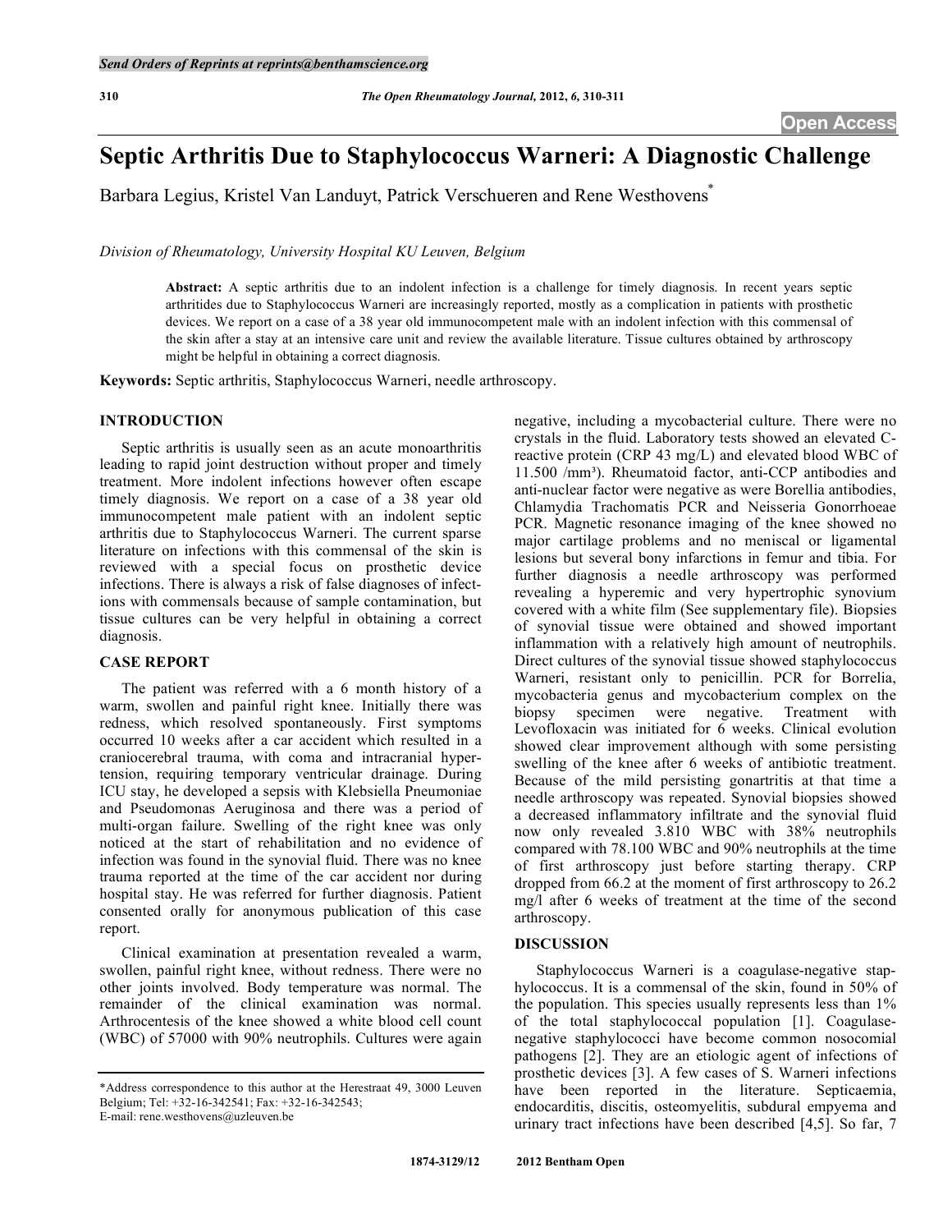# Septic Arthritis Due to Staphylococcus Warneri: A Diagnostic Challenge

Barbara Legius, Kristel Van Landuyt, Patrick Verschueren and Rene Westhovens*

*Division of Rheumatology, University Hospital KU Leuven, Belgium*

**Abstract:** A septic arthritis due to an indolent infection is a challenge for timely diagnosis. In recent years septic arthritides due to Staphylococcus Warneri are increasingly reported, mostly as a complication in patients with prosthetic devices. We report on a case of a 38 year old immunocompetent male with an indolent infection with this commensal of the skin after a stay at an intensive care unit and review the available literature. Tissue cultures obtained by arthroscopy might be helpful in obtaining a correct diagnosis.

**Keywords:** Septic arthritis, Staphylococcus Warneri, needle arthroscopy.

## INTRODUCTION

Septic arthritis is usually seen as an acute monoarthritis leading to rapid joint destruction without proper and timely treatment. More indolent infections however often escape timely diagnosis. We report on a case of a 38 year old immunocompetent male patient with an indolent septic arthritis due to Staphylococcus Warneri. The current sparse literature on infections with this commensal of the skin is reviewed with a special focus on prosthetic device infections. There is always a risk of false diagnoses of infections with commensals because of sample contamination, but tissue cultures can be very helpful in obtaining a correct diagnosis.

## CASE REPORT

The patient was referred with a 6 month history of a warm, swollen and painful right knee. Initially there was redness, which resolved spontaneously. First symptoms occurred 10 weeks after a car accident which resulted in a craniocerebral trauma, with coma and intracranial hypertension, requiring temporary ventricular drainage. During ICU stay, he developed a sepsis with Klebsiella Pneumoniae and Pseudomonas Aeruginosa and there was a period of multi-organ failure. Swelling of the right knee was only noticed at the start of rehabilitation and no evidence of infection was found in the synovial fluid. There was no knee trauma reported at the time of the car accident nor during hospital stay. He was referred for further diagnosis. Patient consented orally for anonymous publication of this case report.

Clinical examination at presentation revealed a warm, swollen, painful right knee, without redness. There were no other joints involved. Body temperature was normal. The remainder of the clinical examination was normal. Arthrocentesis of the knee showed a white blood cell count (WBC) of 57000 with 90% neutrophils. Cultures were again negative, including a mycobacterial culture. There were no crystals in the fluid. Laboratory tests showed an elevated C-reactive protein (CRP 43 mg/L) and elevated blood WBC of 11.500 /mm³). Rheumatoid factor, anti-CCP antibodies and anti-nuclear factor were negative as were Borellia antibodies, Chlamydia Trachomatis PCR and Neisseria Gonorrhoeae PCR. Magnetic resonance imaging of the knee showed no major cartilage problems and no meniscal or ligamental lesions but several bony infarctions in femur and tibia. For further diagnosis a needle arthroscopy was performed revealing a hyperemic and very hypertrophic synovium covered with a white film (See supplementary file). Biopsies of synovial tissue were obtained and showed important inflammation with a relatively high amount of neutrophils. Direct cultures of the synovial tissue showed staphylococcus Warneri, resistant only to penicillin. PCR for Borrelia, mycobacteria genus and mycobacterium complex on the biopsy specimen were negative. Treatment with Levofloxacin was initiated for 6 weeks. Clinical evolution showed clear improvement although with some persisting swelling of the knee after 6 weeks of antibiotic treatment. Because of the mild persisting gonartritis at that time a needle arthroscopy was repeated. Synovial biopsies showed a decreased inflammatory infiltrate and the synovial fluid now only revealed 3.810 WBC with 38% neutrophils compared with 78.100 WBC and 90% neutrophils at the time of first arthroscopy just before starting therapy. CRP dropped from 66.2 at the moment of first arthroscopy to 26.2 mg/l after 6 weeks of treatment at the time of the second arthroscopy.

## DISCUSSION

Staphylococcus Warneri is a coagulase-negative staphylococcus. It is a commensal of the skin, found in 50% of the population. This species usually represents less than 1% of the total staphylococcal population [1]. Coagulase-negative staphylococci have become common nosocomial pathogens [2]. They are an etiologic agent of infections of prosthetic devices [3]. A few cases of S. Warneri infections have been reported in the literature. Septicaemia, endocarditis, discitis, osteomyelitis, subdural empyema and urinary tract infections have been described [4,5]. So far, 7

*Address correspondence to this author at the Herestraat 49, 3000 Leuven Belgium; Tel: +32-16-342541; Fax: +32-16-342543; E-mail: rene.westhovens@uzleuven.be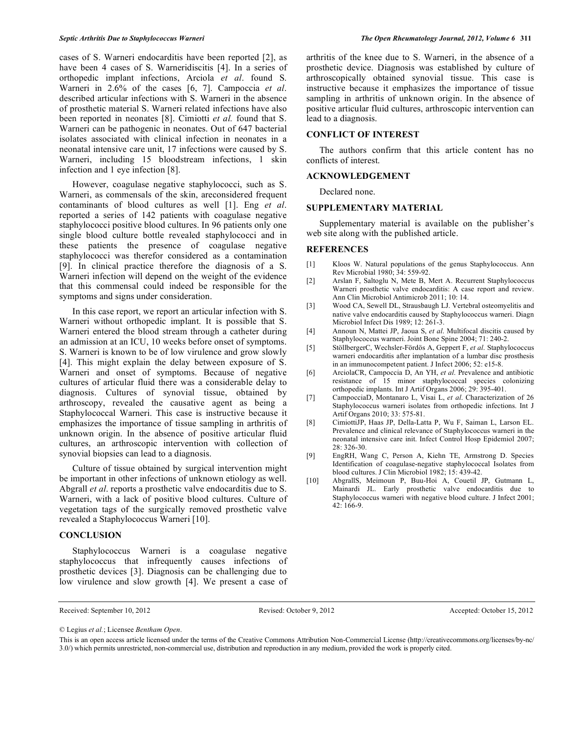cases of S. Warneri endocarditis have been reported [2], as have been 4 cases of S. Warneridiscitis [4]. In a series of orthopedic implant infections, Arciola *et al*. found S. Warneri in 2.6% of the cases [6, 7]. Campoccia *et al*. described articular infections with S. Warneri in the absence of prosthetic material S. Warneri related infections have also been reported in neonates [8]. Cimiotti *et al.* found that S. Warneri can be pathogenic in neonates. Out of 647 bacterial isolates associated with clinical infection in neonates in a neonatal intensive care unit, 17 infections were caused by S. Warneri, including 15 bloodstream infections, 1 skin infection and 1 eye infection [8].

However, coagulase negative staphylococci, such as S. Warneri, as commensals of the skin, areconsidered frequent contaminants of blood cultures as well [1]. Eng *et al*. reported a series of 142 patients with coagulase negative staphylococci positive blood cultures. In 96 patients only one single blood culture bottle revealed staphylococci and in these patients the presence of coagulase negative staphylococci was therefor considered as a contamination [9]. In clinical practice therefore the diagnosis of a S. Warneri infection will depend on the weight of the evidence that this commensal could indeed be responsible for the symptoms and signs under consideration.

In this case report, we report an articular infection with S. Warneri without orthopedic implant. It is possible that S. Warneri entered the blood stream through a catheter during an admission at an ICU, 10 weeks before onset of symptoms. S. Warneri is known to be of low virulence and grow slowly [4]. This might explain the delay between exposure of S. Warneri and onset of symptoms. Because of negative cultures of articular fluid there was a considerable delay to diagnosis. Cultures of synovial tissue, obtained by arthroscopy, revealed the causative agent as being a Staphylococcal Warneri. This case is instructive because it emphasizes the importance of tissue sampling in arthritis of unknown origin. In the absence of positive articular fluid cultures, an arthroscopic intervention with collection of synovial biopsies can lead to a diagnosis.

Culture of tissue obtained by surgical intervention might be important in other infections of unknown etiology as well. Abgrall *et al*. reports a prosthetic valve endocarditis due to S. Warneri, with a lack of positive blood cultures. Culture of vegetation tags of the surgically removed prosthetic valve revealed a Staphylococcus Warneri [10].

## CONCLUSION

Staphylococcus Warneri is a coagulase negative staphylococcus that infrequently causes infections of prosthetic devices [3]. Diagnosis can be challenging due to low virulence and slow growth [4]. We present a case of arthritis of the knee due to S. Warneri, in the absence of a prosthetic device. Diagnosis was established by culture of arthroscopically obtained synovial tissue. This case is instructive because it emphasizes the importance of tissue sampling in arthritis of unknown origin. In the absence of positive articular fluid cultures, arthroscopic intervention can lead to a diagnosis.

## CONFLICT OF INTEREST

The authors confirm that this article content has no conflicts of interest.

## ACKNOWLEDGEMENT

Declared none.

## SUPPLEMENTARY MATERIAL

Supplementary material is available on the publisher's web site along with the published article.

## REFERENCES

[1] Kloos W. Natural populations of the genus Staphylococcus. Ann Rev Microbial 1980; 34: 559-92.

[2] Arslan F, Saltoglu N, Mete B, Mert A. Recurrent Staphylococcus Warneri prosthetic valve endocarditis: A case report and review. Ann Clin Microbiol Antimicrob 2011; 10: 14.

[3] Wood CA, Sewell DL, Strausbaugh LJ. Vertebral osteomyelitis and native valve endocarditis caused by Staphylococcus warneri. Diagn Microbiol Infect Dis 1989; 12: 261-3.

[4] Announ N, Mattei JP, Jaoua S, *et al*. Multifocal discitis caused by Staphylococcus warneri. Joint Bone Spine 2004; 71: 240-2.

[5] StöllbergerC, Wechsler-Fördös A, Geppert F, *et al*. Staphylococcus warneri endocarditis after implantation of a lumbar disc prosthesis in an immunocompetent patient. J Infect 2006; 52: e15-8.

[6] ArciolaCR, Campoccia D, An YH, *et al*. Prevalence and antibiotic resistance of 15 minor staphylococcal species colonizing orthopedic implants. Int J Artif Organs 2006; 29: 395-401.

[7] CampocciaD, Montanaro L, Visai L, *et al*. Characterization of 26 Staphylococcus warneri isolates from orthopedic infections. Int J Artif Organs 2010; 33: 575-81.

[8] CimiottiJP, Haas JP, Della-Latta P, Wu F, Saiman L, Larson EL. Prevalence and clinical relevance of Staphylococcus warneri in the neonatal intensive care init. Infect Control Hosp Epidemiol 2007; 28: 326-30.

[9] EngRH, Wang C, Person A, Kiehn TE, Armstrong D. Species Identification of coagulase-negative staphylococcal Isolates from blood cultures. J Clin Microbiol 1982; 15: 439-42.

[10] AbgrallS, Meimoun P, Buu-Hoi A, Couetil JP, Gutmann L, Mainardi JL. Early prosthetic valve endocarditis due to Staphylococcus warneri with negative blood culture. J Infect 2001; 42: 166-9.

Received: September 10, 2012 Revised: October 9, 2012 Accepted: October 15, 2012

© Legius *et al.*; Licensee *Bentham Open*.

This is an open access article licensed under the terms of the Creative Commons Attribution Non-Commercial License (http://creativecommons.org/licenses/by-nc/3.0/) which permits unrestricted, non-commercial use, distribution and reproduction in any medium, provided the work is properly cited.